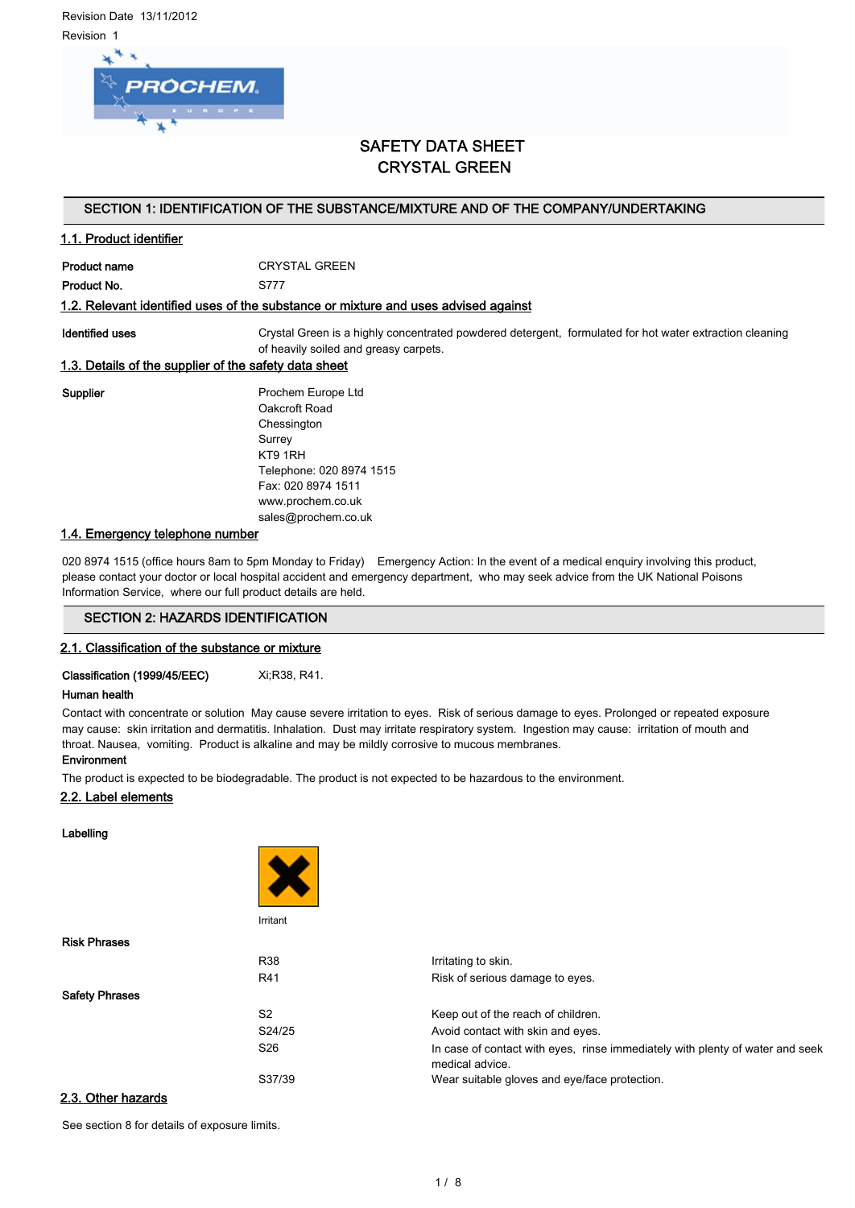Revision Date 13/11/2012

Revision 1

# SAFETY DATA SHEET
# CRYSTAL GREEN

## SECTION 1: IDENTIFICATION OF THE SUBSTANCE/MIXTURE AND OF THE COMPANY/UNDERTAKING

### 1.1. Product identifier

| | |
|---|---|
| **Product name** | CRYSTAL GREEN |
| **Product No.** | S777 |

### 1.2. Relevant identified uses of the substance or mixture and uses advised against

| | |
|---|---|
| **Identified uses** | Crystal Green is a highly concentrated powdered detergent, formulated for hot water extraction cleaning of heavily soiled and greasy carpets. |

### 1.3. Details of the supplier of the safety data sheet

**Supplier**

Prochem Europe Ltd
Oakcroft Road
Chessington
Surrey
KT9 1RH
Telephone: 020 8974 1515
Fax: 020 8974 1511
www.prochem.co.uk
sales@prochem.co.uk

### 1.4. Emergency telephone number

020 8974 1515 (office hours 8am to 5pm Monday to Friday) Emergency Action: In the event of a medical enquiry involving this product, please contact your doctor or local hospital accident and emergency department, who may seek advice from the UK National Poisons Information Service, where our full product details are held.

## SECTION 2: HAZARDS IDENTIFICATION

### 2.1. Classification of the substance or mixture

| | |
|---|---|
| **Classification (1999/45/EEC)** | Xi;R38, R41. |

**Human health**

Contact with concentrate or solution May cause severe irritation to eyes. Risk of serious damage to eyes. Prolonged or repeated exposure may cause: skin irritation and dermatitis. Inhalation. Dust may irritate respiratory system. Ingestion may cause: irritation of mouth and throat. Nausea, vomiting. Product is alkaline and may be mildly corrosive to mucous membranes.

**Environment**

The product is expected to be biodegradable. The product is not expected to be hazardous to the environment.

### 2.2. Label elements

**Labelling**

Irritant

**Risk Phrases**

| | |
|---|---|
| R38 | Irritating to skin. |
| R41 | Risk of serious damage to eyes. |

**Safety Phrases**

| | |
|---|---|
| S2 | Keep out of the reach of children. |
| S24/25 | Avoid contact with skin and eyes. |
| S26 | In case of contact with eyes, rinse immediately with plenty of water and seek medical advice. |
| S37/39 | Wear suitable gloves and eye/face protection. |

### 2.3. Other hazards

See section 8 for details of exposure limits.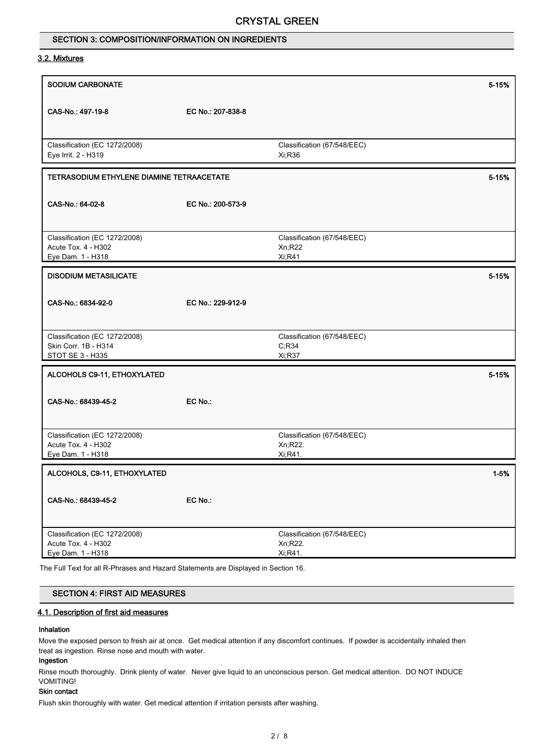## SECTION 3: COMPOSITION/INFORMATION ON INGREDIENTS

### 3.2. Mixtures

| SODIUM CARBONATE | | 5-15% |
|---|---|---|
| CAS-No.: 497-19-8 | EC No.: 207-838-8 | |
| Classification (EC 1272/2008)<br>Eye Irrit. 2 - H319 | Classification (67/548/EEC)<br>Xi;R36 | |

| TETRASODIUM ETHYLENE DIAMINE TETRAACETATE | | 5-15% |
|---|---|---|
| CAS-No.: 64-02-8 | EC No.: 200-573-9 | |
| Classification (EC 1272/2008)<br>Acute Tox. 4 - H302<br>Eye Dam. 1 - H318 | Classification (67/548/EEC)<br>Xn;R22<br>Xi;R41 | |

| DISODIUM METASILICATE | | 5-15% |
|---|---|---|
| CAS-No.: 6834-92-0 | EC No.: 229-912-9 | |
| Classification (EC 1272/2008)<br>Skin Corr. 1B - H314<br>STOT SE 3 - H335 | Classification (67/548/EEC)<br>C;R34<br>Xi;R37 | |

| ALCOHOLS C9-11, ETHOXYLATED | | 5-15% |
|---|---|---|
| CAS-No.: 68439-45-2 | EC No.: | |
| Classification (EC 1272/2008)<br>Acute Tox. 4 - H302<br>Eye Dam. 1 - H318 | Classification (67/548/EEC)<br>Xn;R22.<br>Xi;R41. | |

| ALCOHOLS, C9-11, ETHOXYLATED | | 1-5% |
|---|---|---|
| CAS-No.: 68439-45-2 | EC No.: | |
| Classification (EC 1272/2008)<br>Acute Tox. 4 - H302<br>Eye Dam. 1 - H318 | Classification (67/548/EEC)<br>Xn;R22.<br>Xi;R41. | |

The Full Text for all R-Phrases and Hazard Statements are Displayed in Section 16.

## SECTION 4: FIRST AID MEASURES

### 4.1. Description of first aid measures

**Inhalation**

Move the exposed person to fresh air at once. Get medical attention if any discomfort continues. If powder is accidentally inhaled then treat as ingestion. Rinse nose and mouth with water.

**Ingestion**

Rinse mouth thoroughly. Drink plenty of water. Never give liquid to an unconscious person. Get medical attention. DO NOT INDUCE VOMITING!

**Skin contact**

Flush skin thoroughly with water. Get medical attention if irritation persists after washing.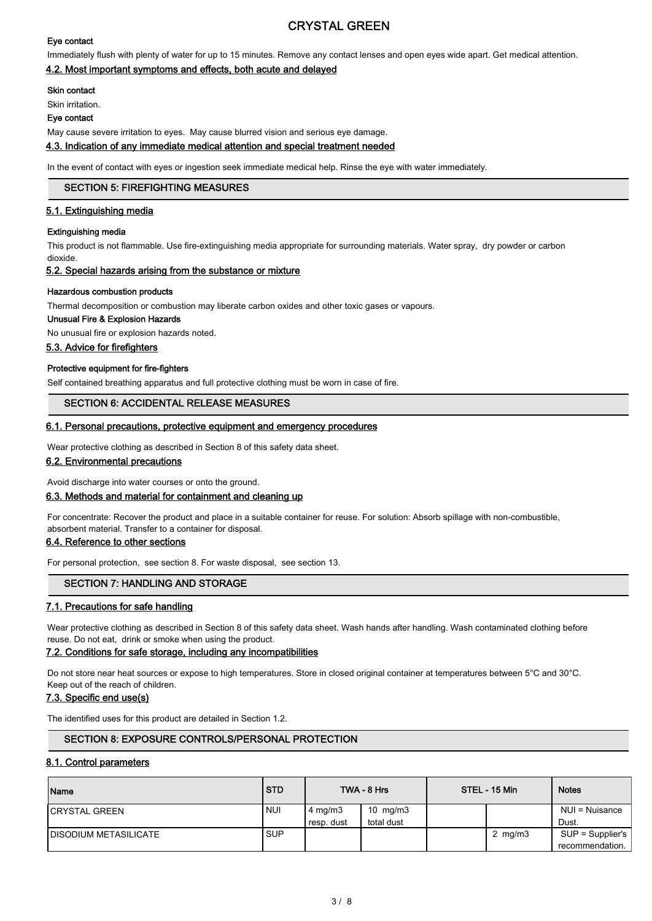### Eye contact

Immediately flush with plenty of water for up to 15 minutes. Remove any contact lenses and open eyes wide apart. Get medical attention.

### 4.2. Most important symptoms and effects, both acute and delayed

**Skin contact**

Skin irritation.

**Eye contact**

May cause severe irritation to eyes. May cause blurred vision and serious eye damage.

### 4.3. Indication of any immediate medical attention and special treatment needed

In the event of contact with eyes or ingestion seek immediate medical help. Rinse the eye with water immediately.

## SECTION 5: FIREFIGHTING MEASURES

### 5.1. Extinguishing media

**Extinguishing media**

This product is not flammable. Use fire-extinguishing media appropriate for surrounding materials. Water spray, dry powder or carbon dioxide.

### 5.2. Special hazards arising from the substance or mixture

**Hazardous combustion products**

Thermal decomposition or combustion may liberate carbon oxides and other toxic gases or vapours.

**Unusual Fire & Explosion Hazards**

No unusual fire or explosion hazards noted.

### 5.3. Advice for firefighters

**Protective equipment for fire-fighters**

Self contained breathing apparatus and full protective clothing must be worn in case of fire.

## SECTION 6: ACCIDENTAL RELEASE MEASURES

### 6.1. Personal precautions, protective equipment and emergency procedures

Wear protective clothing as described in Section 8 of this safety data sheet.

### 6.2. Environmental precautions

Avoid discharge into water courses or onto the ground.

### 6.3. Methods and material for containment and cleaning up

For concentrate: Recover the product and place in a suitable container for reuse. For solution: Absorb spillage with non-combustible, absorbent material. Transfer to a container for disposal.

### 6.4. Reference to other sections

For personal protection, see section 8. For waste disposal, see section 13.

## SECTION 7: HANDLING AND STORAGE

### 7.1. Precautions for safe handling

Wear protective clothing as described in Section 8 of this safety data sheet. Wash hands after handling. Wash contaminated clothing before reuse. Do not eat, drink or smoke when using the product.

### 7.2. Conditions for safe storage, including any incompatibilities

Do not store near heat sources or expose to high temperatures. Store in closed original container at temperatures between 5°C and 30°C. Keep out of the reach of children.

### 7.3. Specific end use(s)

The identified uses for this product are detailed in Section 1.2.

## SECTION 8: EXPOSURE CONTROLS/PERSONAL PROTECTION

### 8.1. Control parameters

| Name | STD | TWA - 8 Hrs | | STEL - 15 Min | | Notes |
|---|---|---|---|---|---|---|
| CRYSTAL GREEN | NUI | 4 mg/m3 resp. dust | 10 mg/m3 total dust | | | NUI = Nuisance Dust. |
| DISODIUM METASILICATE | SUP | | | | 2 mg/m3 | SUP = Supplier's recommendation. |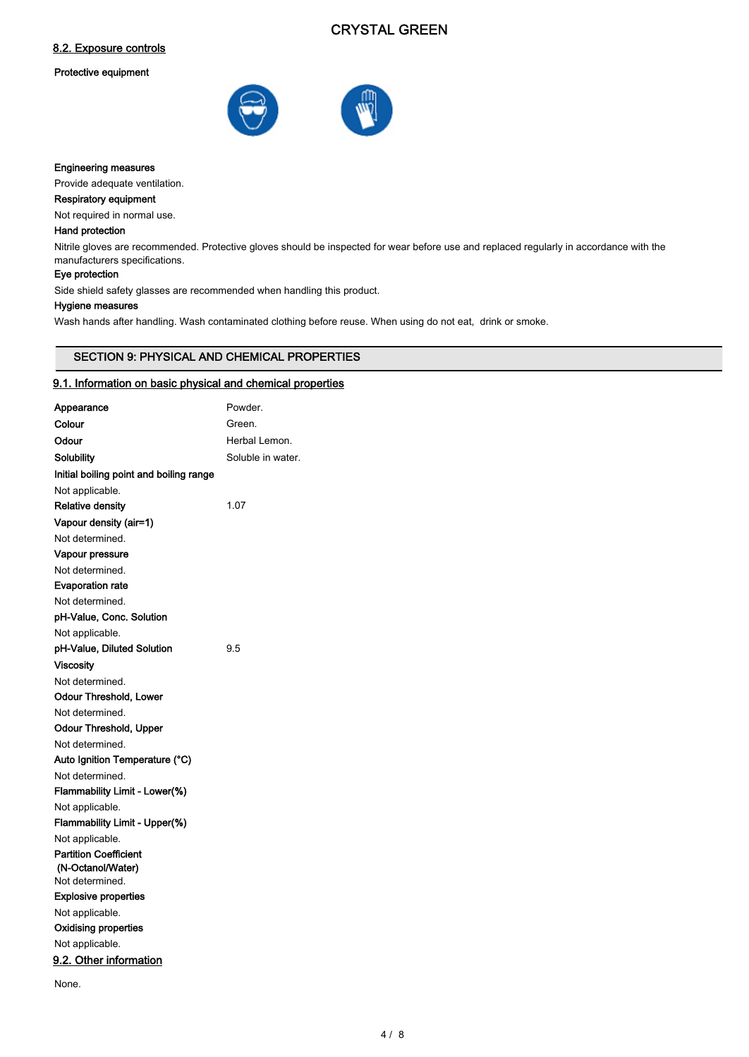### 8.2. Exposure controls

**Protective equipment**

**Engineering measures**

Provide adequate ventilation.

**Respiratory equipment**

Not required in normal use.

**Hand protection**

Nitrile gloves are recommended. Protective gloves should be inspected for wear before use and replaced regularly in accordance with the manufacturers specifications.

**Eye protection**

Side shield safety glasses are recommended when handling this product.

**Hygiene measures**

Wash hands after handling. Wash contaminated clothing before reuse. When using do not eat, drink or smoke.

## SECTION 9: PHYSICAL AND CHEMICAL PROPERTIES

### 9.1. Information on basic physical and chemical properties

| | |
|---|---|
| **Appearance** | Powder. |
| **Colour** | Green. |
| **Odour** | Herbal Lemon. |
| **Solubility** | Soluble in water. |

**Initial boiling point and boiling range**

Not applicable.

| | |
|---|---|
| **Relative density** | 1.07 |

**Vapour density (air=1)**

Not determined.

**Vapour pressure**

Not determined.

**Evaporation rate**

Not determined.

**pH-Value, Conc. Solution**

Not applicable.

| | |
|---|---|
| **pH-Value, Diluted Solution** | 9.5 |

**Viscosity**

Not determined.

**Odour Threshold, Lower**

Not determined.

**Odour Threshold, Upper**

Not determined.

**Auto Ignition Temperature (°C)**

Not determined.

**Flammability Limit - Lower(%)**

Not applicable.

**Flammability Limit - Upper(%)**

Not applicable.

**Partition Coefficient (N-Octanol/Water)**

Not determined.

**Explosive properties**

Not applicable.

**Oxidising properties**

Not applicable.

### 9.2. Other information

None.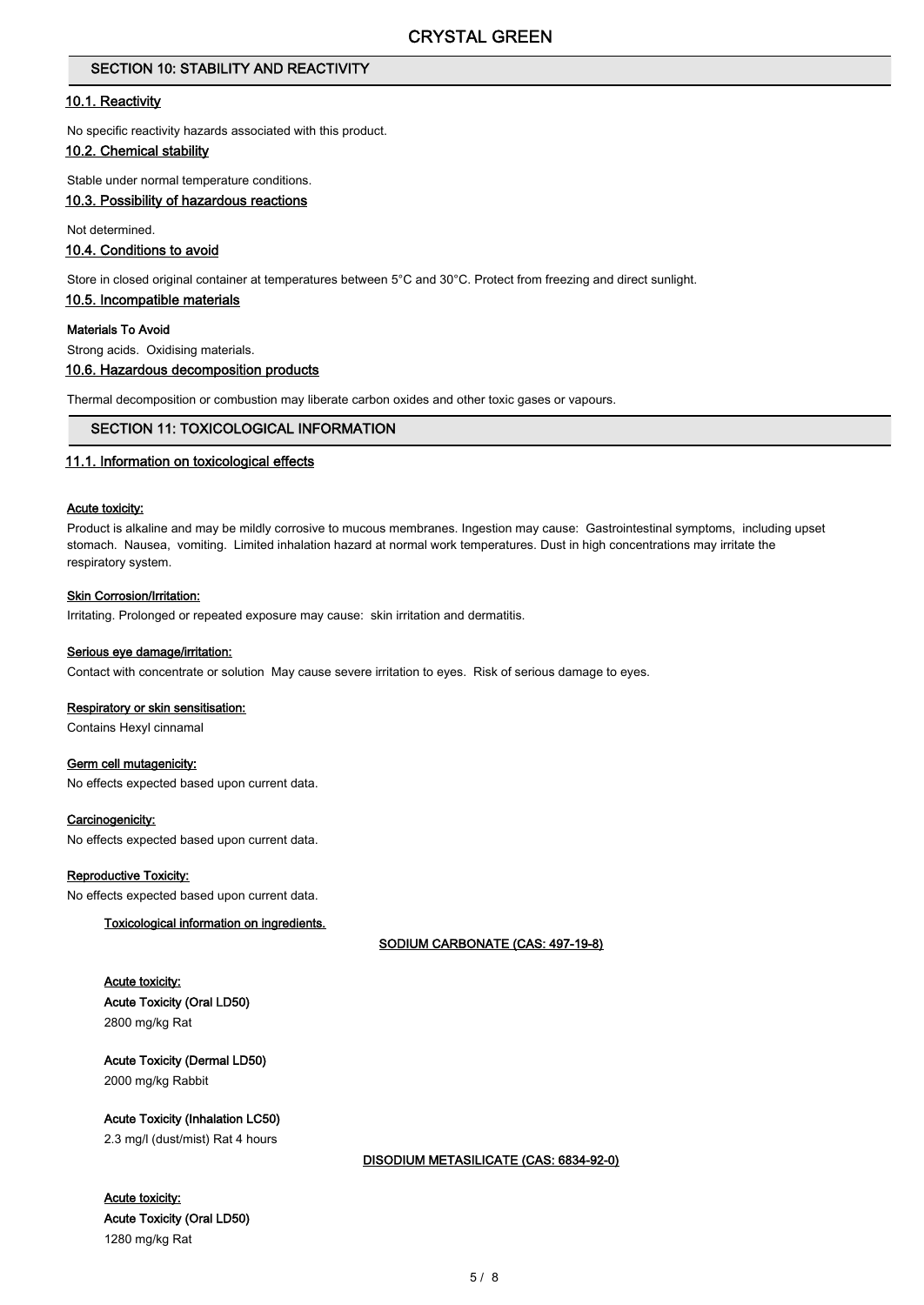## SECTION 10: STABILITY AND REACTIVITY

### 10.1. Reactivity

No specific reactivity hazards associated with this product.

### 10.2. Chemical stability

Stable under normal temperature conditions.

### 10.3. Possibility of hazardous reactions

Not determined.

### 10.4. Conditions to avoid

Store in closed original container at temperatures between 5°C and 30°C. Protect from freezing and direct sunlight.

### 10.5. Incompatible materials

**Materials To Avoid**

Strong acids. Oxidising materials.

### 10.6. Hazardous decomposition products

Thermal decomposition or combustion may liberate carbon oxides and other toxic gases or vapours.

## SECTION 11: TOXICOLOGICAL INFORMATION

### 11.1. Information on toxicological effects

**Acute toxicity:**

Product is alkaline and may be mildly corrosive to mucous membranes. Ingestion may cause: Gastrointestinal symptoms, including upset stomach. Nausea, vomiting. Limited inhalation hazard at normal work temperatures. Dust in high concentrations may irritate the respiratory system.

**Skin Corrosion/Irritation:**

Irritating. Prolonged or repeated exposure may cause: skin irritation and dermatitis.

**Serious eye damage/irritation:**

Contact with concentrate or solution May cause severe irritation to eyes. Risk of serious damage to eyes.

**Respiratory or skin sensitisation:**

Contains Hexyl cinnamal

**Germ cell mutagenicity:**

No effects expected based upon current data.

**Carcinogenicity:**

No effects expected based upon current data.

**Reproductive Toxicity:**

No effects expected based upon current data.

**Toxicological information on ingredients.**

**SODIUM CARBONATE (CAS: 497-19-8)**

**Acute toxicity:**

**Acute Toxicity (Oral LD50)**

2800 mg/kg Rat

**Acute Toxicity (Dermal LD50)**

2000 mg/kg Rabbit

**Acute Toxicity (Inhalation LC50)**

2.3 mg/l (dust/mist) Rat 4 hours

**DISODIUM METASILICATE (CAS: 6834-92-0)**

**Acute toxicity:**

**Acute Toxicity (Oral LD50)**

1280 mg/kg Rat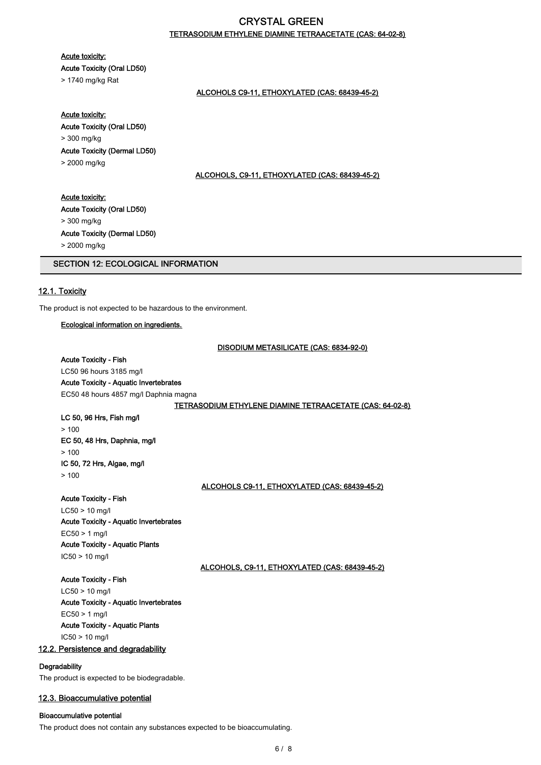**TETRASODIUM ETHYLENE DIAMINE TETRAACETATE (CAS: 64-02-8)**

**Acute toxicity:**

**Acute Toxicity (Oral LD50)**

> 1740 mg/kg Rat

**ALCOHOLS C9-11, ETHOXYLATED (CAS: 68439-45-2)**

**Acute toxicity:**

**Acute Toxicity (Oral LD50)**

> 300 mg/kg

**Acute Toxicity (Dermal LD50)**

> 2000 mg/kg

**ALCOHOLS, C9-11, ETHOXYLATED (CAS: 68439-45-2)**

**Acute toxicity:**

**Acute Toxicity (Oral LD50)**

> 300 mg/kg

**Acute Toxicity (Dermal LD50)**

> 2000 mg/kg

## SECTION 12: ECOLOGICAL INFORMATION

### 12.1. Toxicity

The product is not expected to be hazardous to the environment.

**Ecological information on ingredients.**

**DISODIUM METASILICATE (CAS: 6834-92-0)**

**Acute Toxicity - Fish**

LC50 96 hours 3185 mg/l

**Acute Toxicity - Aquatic Invertebrates**

EC50 48 hours 4857 mg/l Daphnia magna

**TETRASODIUM ETHYLENE DIAMINE TETRAACETATE (CAS: 64-02-8)**

**LC 50, 96 Hrs, Fish mg/l**

> 100

**EC 50, 48 Hrs, Daphnia, mg/l**

> 100

**IC 50, 72 Hrs, Algae, mg/l**

> 100

**ALCOHOLS C9-11, ETHOXYLATED (CAS: 68439-45-2)**

**Acute Toxicity - Fish**

LC50 > 10 mg/l

**Acute Toxicity - Aquatic Invertebrates**

EC50 > 1 mg/l

**Acute Toxicity - Aquatic Plants**

IC50 > 10 mg/l

**ALCOHOLS, C9-11, ETHOXYLATED (CAS: 68439-45-2)**

**Acute Toxicity - Fish**

LC50 > 10 mg/l

**Acute Toxicity - Aquatic Invertebrates**

EC50 > 1 mg/l

**Acute Toxicity - Aquatic Plants**

IC50 > 10 mg/l

### 12.2. Persistence and degradability

**Degradability**

The product is expected to be biodegradable.

### 12.3. Bioaccumulative potential

**Bioaccumulative potential**

The product does not contain any substances expected to be bioaccumulating.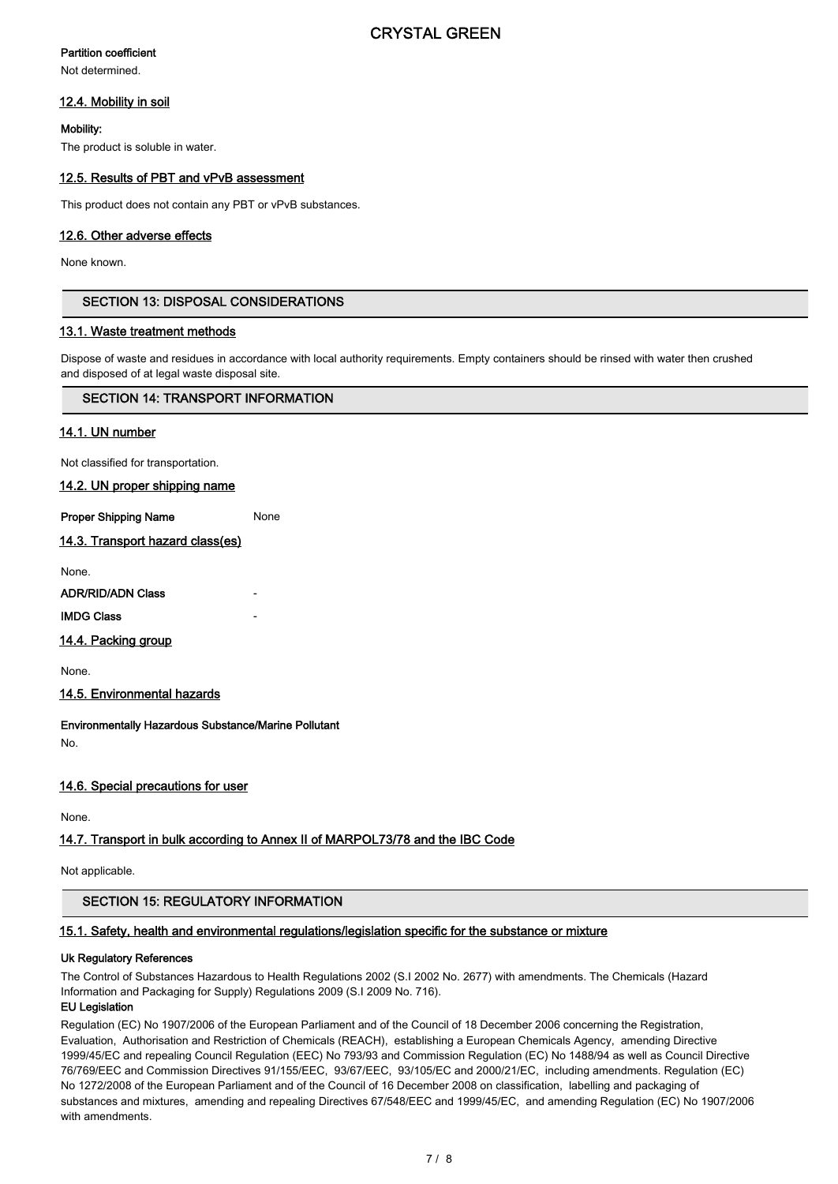**Partition coefficient**

Not determined.

### 12.4. Mobility in soil

**Mobility:**

The product is soluble in water.

### 12.5. Results of PBT and vPvB assessment

This product does not contain any PBT or vPvB substances.

### 12.6. Other adverse effects

None known.

## SECTION 13: DISPOSAL CONSIDERATIONS

### 13.1. Waste treatment methods

Dispose of waste and residues in accordance with local authority requirements. Empty containers should be rinsed with water then crushed and disposed of at legal waste disposal site.

## SECTION 14: TRANSPORT INFORMATION

### 14.1. UN number

Not classified for transportation.

### 14.2. UN proper shipping name

**Proper Shipping Name** None

### 14.3. Transport hazard class(es)

None.

**ADR/RID/ADN Class** -

**IMDG Class** -

### 14.4. Packing group

None.

### 14.5. Environmental hazards

**Environmentally Hazardous Substance/Marine Pollutant**

No.

### 14.6. Special precautions for user

None.

### 14.7. Transport in bulk according to Annex II of MARPOL73/78 and the IBC Code

Not applicable.

## SECTION 15: REGULATORY INFORMATION

### 15.1. Safety, health and environmental regulations/legislation specific for the substance or mixture

**Uk Regulatory References**

The Control of Substances Hazardous to Health Regulations 2002 (S.I 2002 No. 2677) with amendments. The Chemicals (Hazard Information and Packaging for Supply) Regulations 2009 (S.I 2009 No. 716).

**EU Legislation**

Regulation (EC) No 1907/2006 of the European Parliament and of the Council of 18 December 2006 concerning the Registration, Evaluation, Authorisation and Restriction of Chemicals (REACH), establishing a European Chemicals Agency, amending Directive 1999/45/EC and repealing Council Regulation (EEC) No 793/93 and Commission Regulation (EC) No 1488/94 as well as Council Directive 76/769/EEC and Commission Directives 91/155/EEC, 93/67/EEC, 93/105/EC and 2000/21/EC, including amendments. Regulation (EC) No 1272/2008 of the European Parliament and of the Council of 16 December 2008 on classification, labelling and packaging of substances and mixtures, amending and repealing Directives 67/548/EEC and 1999/45/EC, and amending Regulation (EC) No 1907/2006 with amendments.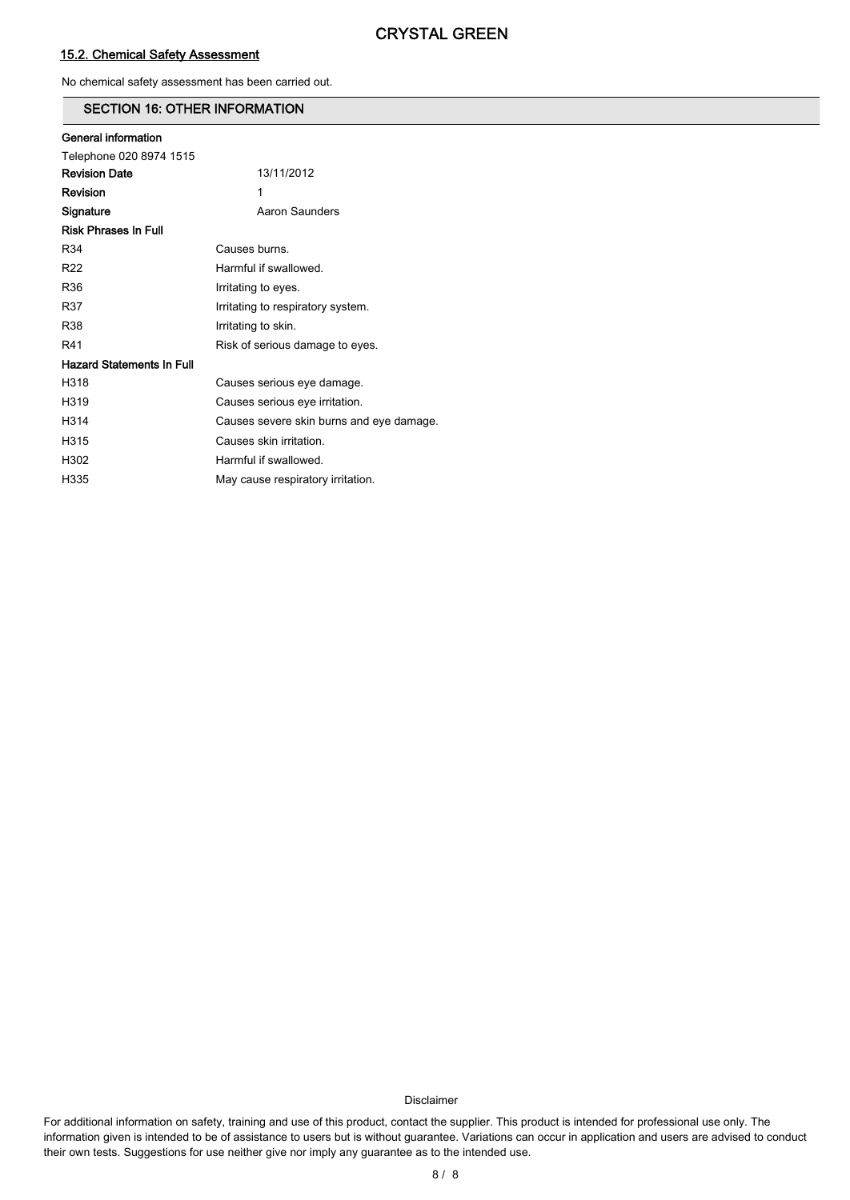### 15.2. Chemical Safety Assessment

No chemical safety assessment has been carried out.

## SECTION 16: OTHER INFORMATION

**General information**

Telephone 020 8974 1515

| | |
|---|---|
| **Revision Date** | 13/11/2012 |
| **Revision** | 1 |
| **Signature** | Aaron Saunders |

**Risk Phrases In Full**

| | |
|---|---|
| R34 | Causes burns. |
| R22 | Harmful if swallowed. |
| R36 | Irritating to eyes. |
| R37 | Irritating to respiratory system. |
| R38 | Irritating to skin. |
| R41 | Risk of serious damage to eyes. |

**Hazard Statements In Full**

| | |
|---|---|
| H318 | Causes serious eye damage. |
| H319 | Causes serious eye irritation. |
| H314 | Causes severe skin burns and eye damage. |
| H315 | Causes skin irritation. |
| H302 | Harmful if swallowed. |
| H335 | May cause respiratory irritation. |

Disclaimer

For additional information on safety, training and use of this product, contact the supplier. This product is intended for professional use only. The information given is intended to be of assistance to users but is without guarantee. Variations can occur in application and users are advised to conduct their own tests. Suggestions for use neither give nor imply any guarantee as to the intended use.